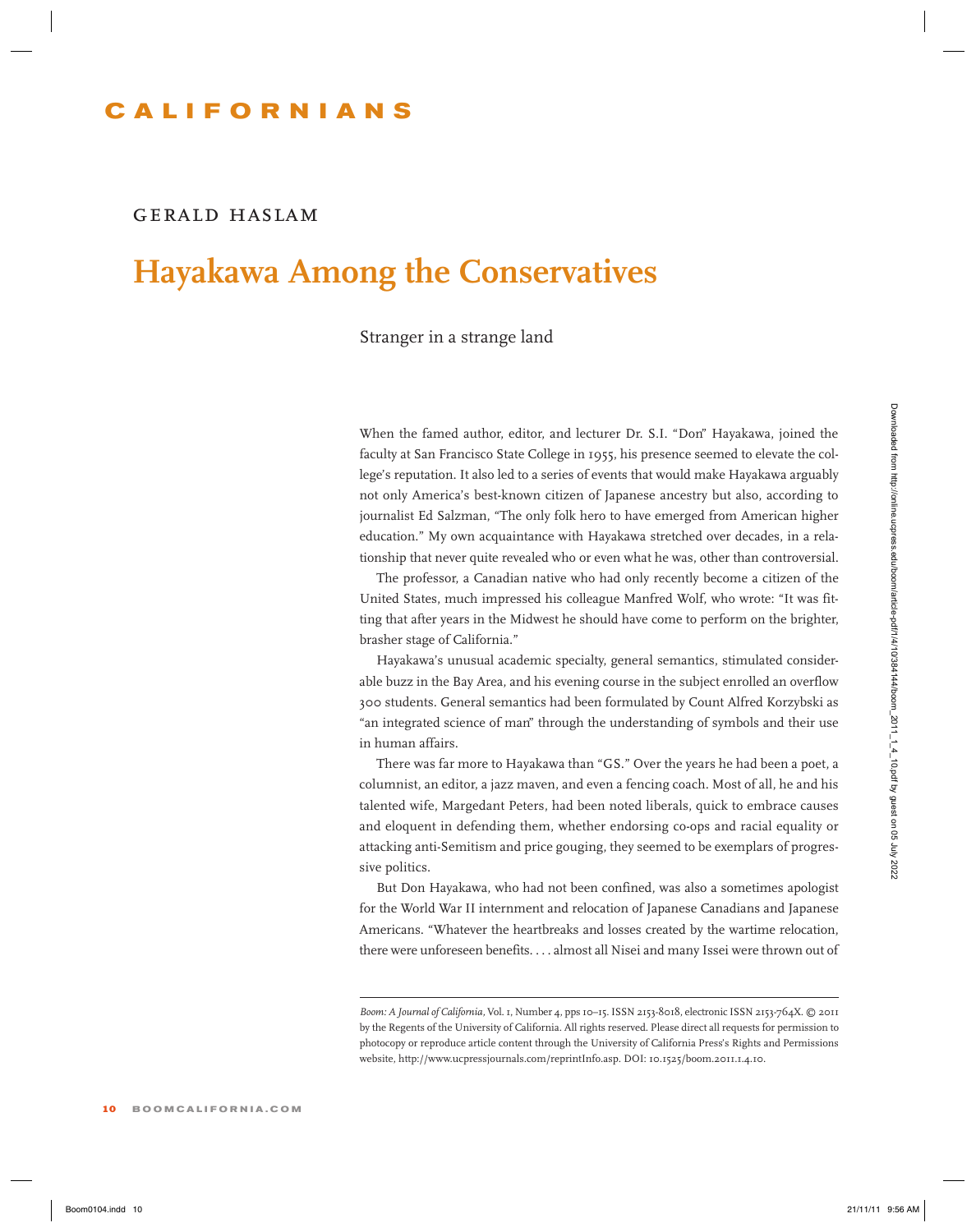CALIFORNIANS

GERALD HASLAM

# Hayakawa Among the Conservatives

Stranger in a strange land

When the famed author, editor, and lecturer Dr. S.I. "Don" Hayakawa, joined the faculty at San Francisco State College in 1955, his presence seemed to elevate the college's reputation. It also led to a series of events that would make Hayakawa arguably not only America's best-known citizen of Japanese ancestry but also, according to journalist Ed Salzman, "The only folk hero to have emerged from American higher education." My own acquaintance with Hayakawa stretched over decades, in a relationship that never quite revealed who or even what he was, other than controversial.

The professor, a Canadian native who had only recently become a citizen of the United States, much impressed his colleague Manfred Wolf, who wrote: "It was fitting that after years in the Midwest he should have come to perform on the brighter, brasher stage of California."

Hayakawa's unusual academic specialty, general semantics, stimulated considerable buzz in the Bay Area, and his evening course in the subject enrolled an overflow 300 students. General semantics had been formulated by Count Alfred Korzybski as "an integrated science of man" through the understanding of symbols and their use in human affairs.

There was far more to Hayakawa than "GS." Over the years he had been a poet, a columnist, an editor, a jazz maven, and even a fencing coach. Most of all, he and his talented wife, Margedant Peters, had been noted liberals, quick to embrace causes and eloquent in defending them, whether endorsing co-ops and racial equality or attacking anti-Semitism and price gouging, they seemed to be exemplars of progressive politics.

But Don Hayakawa, who had not been confined, was also a sometimes apologist for the World War II internment and relocation of Japanese Canadians and Japanese Americans. "Whatever the heartbreaks and losses created by the wartime relocation, there were unforeseen benefits. . . . almost all Nisei and many Issei were thrown out of

*Boom: A Journal of California*, Vol. 1, Number 4, pps 10–15. ISSN 2153-8018, electronic ISSN 2153-764X. © 2011 by the Regents of the University of California. All rights reserved. Please direct all requests for permission to photocopy or reproduce article content through the University of California Press's Rights and Permissions website, http://www.ucpressjournals.com/reprintInfo.asp. DOI: 10.1525/boom.2011.1.4.10.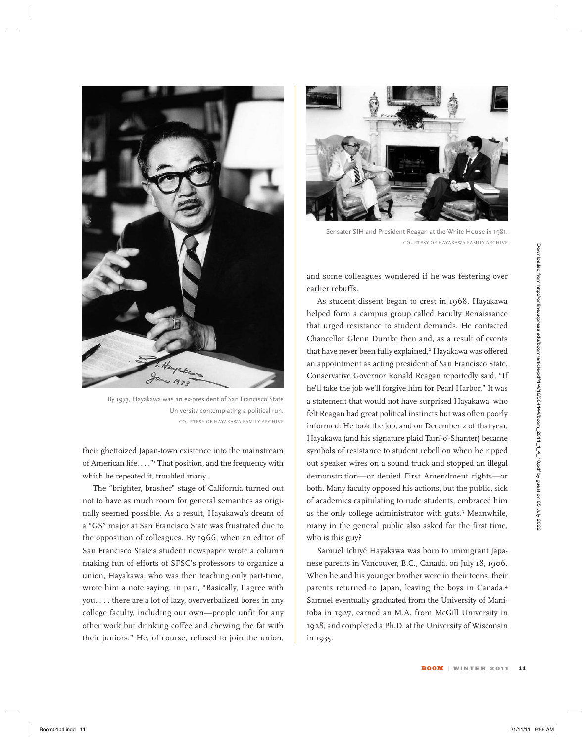By 1973, Hayakawa was an ex-president of San Francisco State University contemplating a political run.
COURTESY OF HAYAKAWA FAMILY ARCHIVE

their ghettoized Japan-town existence into the mainstream of American life. . . ."[1] That position, and the frequency with which he repeated it, troubled many.

The "brighter, brasher" stage of California turned out not to have as much room for general semantics as originally seemed possible. As a result, Hayakawa's dream of a "GS" major at San Francisco State was frustrated due to the opposition of colleagues. By 1966, when an editor of San Francisco State's student newspaper wrote a column making fun of efforts of SFSC's professors to organize a union, Hayakawa, who was then teaching only part-time, wrote him a note saying, in part, "Basically, I agree with you. . . . there are a lot of lazy, oververbalized bores in any college faculty, including our own—people unfit for any other work but drinking coffee and chewing the fat with their juniors." He, of course, refused to join the union, and some colleagues wondered if he was festering over earlier rebuffs.

Sensator SIH and President Reagan at the White House in 1981.
COURTESY OF HAYAKAWA FAMILY ARCHIVE

As student dissent began to crest in 1968, Hayakawa helped form a campus group called Faculty Renaissance that urged resistance to student demands. He contacted Chancellor Glenn Dumke then and, as a result of events that have never been fully explained,[2] Hayakawa was offered an appointment as acting president of San Francisco State. Conservative Governor Ronald Reagan reportedly said, "If he'll take the job we'll forgive him for Pearl Harbor." It was a statement that would not have surprised Hayakawa, who felt Reagan had great political instincts but was often poorly informed. He took the job, and on December 2 of that year, Hayakawa (and his signature plaid Tam'-o'-Shanter) became symbols of resistance to student rebellion when he ripped out speaker wires on a sound truck and stopped an illegal demonstration—or denied First Amendment rights—or both. Many faculty opposed his actions, but the public, sick of academics capitulating to rude students, embraced him as the only college administrator with guts.[3] Meanwhile, many in the general public also asked for the first time, who is this guy?

Samuel Ichiyé Hayakawa was born to immigrant Japanese parents in Vancouver, B.C., Canada, on July 18, 1906. When he and his younger brother were in their teens, their parents returned to Japan, leaving the boys in Canada.[4] Samuel eventually graduated from the University of Manitoba in 1927, earned an M.A. from McGill University in 1928, and completed a Ph.D. at the University of Wisconsin in 1935.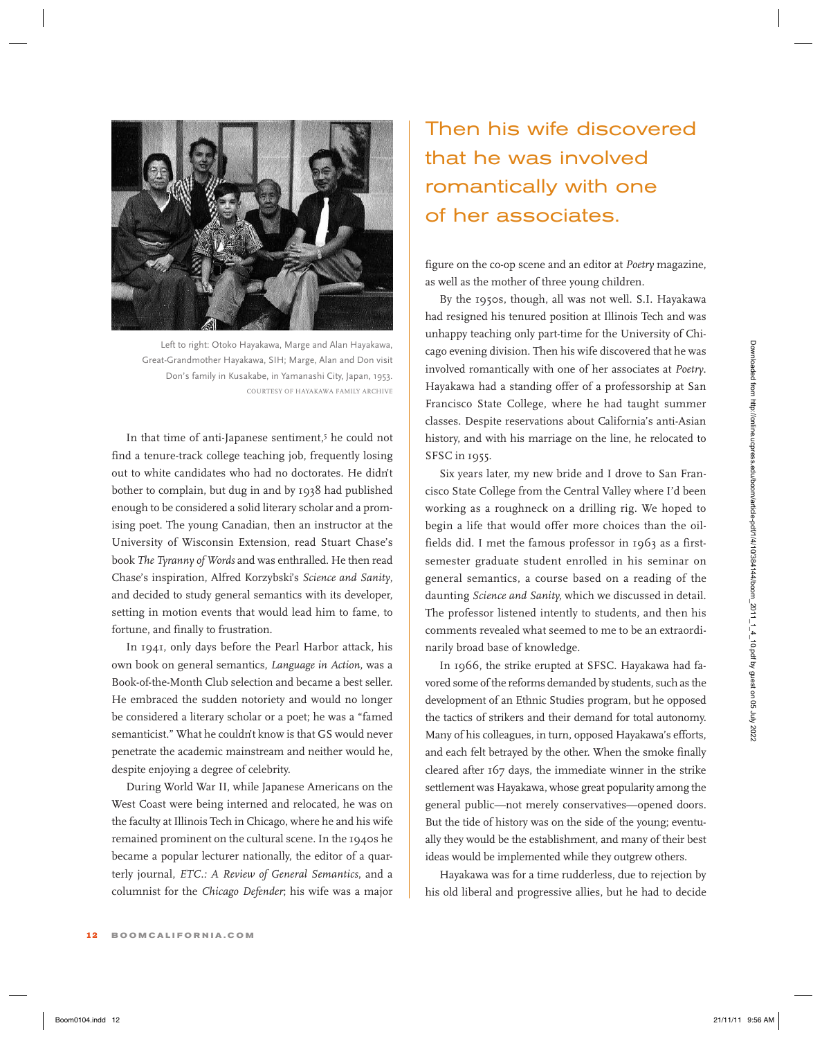Left to right: Otoko Hayakawa, Marge and Alan Hayakawa, Great-Grandmother Hayakawa, SIH; Marge, Alan and Don visit Don's family in Kusakabe, in Yamanashi City, Japan, 1953.
COURTESY OF HAYAKAWA FAMILY ARCHIVE

In that time of anti-Japanese sentiment,[5] he could not find a tenure-track college teaching job, frequently losing out to white candidates who had no doctorates. He didn't bother to complain, but dug in and by 1938 had published enough to be considered a solid literary scholar and a promising poet. The young Canadian, then an instructor at the University of Wisconsin Extension, read Stuart Chase's book *The Tyranny of Words* and was enthralled. He then read Chase's inspiration, Alfred Korzybski's *Science and Sanity*, and decided to study general semantics with its developer, setting in motion events that would lead him to fame, to fortune, and finally to frustration.

In 1941, only days before the Pearl Harbor attack, his own book on general semantics, *Language in Action*, was a Book-of-the-Month Club selection and became a best seller. He embraced the sudden notoriety and would no longer be considered a literary scholar or a poet; he was a "famed semanticist." What he couldn't know is that GS would never penetrate the academic mainstream and neither would he, despite enjoying a degree of celebrity.

During World War II, while Japanese Americans on the West Coast were being interned and relocated, he was on the faculty at Illinois Tech in Chicago, where he and his wife remained prominent on the cultural scene. In the 1940s he became a popular lecturer nationally, the editor of a quarterly journal, *ETC.: A Review of General Semantics*, and a columnist for the *Chicago Defender*; his wife was a major figure on the co-op scene and an editor at *Poetry* magazine, as well as the mother of three young children.

## Then his wife discovered that he was involved romantically with one of her associates.

By the 1950s, though, all was not well. S.I. Hayakawa had resigned his tenured position at Illinois Tech and was unhappy teaching only part-time for the University of Chicago evening division. Then his wife discovered that he was involved romantically with one of her associates at *Poetry*. Hayakawa had a standing offer of a professorship at San Francisco State College, where he had taught summer classes. Despite reservations about California's anti-Asian history, and with his marriage on the line, he relocated to SFSC in 1955.

Six years later, my new bride and I drove to San Francisco State College from the Central Valley where I'd been working as a roughneck on a drilling rig. We hoped to begin a life that would offer more choices than the oilfields did. I met the famous professor in 1963 as a first-semester graduate student enrolled in his seminar on general semantics, a course based on a reading of the daunting *Science and Sanity*, which we discussed in detail. The professor listened intently to students, and then his comments revealed what seemed to me to be an extraordinarily broad base of knowledge.

In 1966, the strike erupted at SFSC. Hayakawa had favored some of the reforms demanded by students, such as the development of an Ethnic Studies program, but he opposed the tactics of strikers and their demand for total autonomy. Many of his colleagues, in turn, opposed Hayakawa's efforts, and each felt betrayed by the other. When the smoke finally cleared after 167 days, the immediate winner in the strike settlement was Hayakawa, whose great popularity among the general public—not merely conservatives—opened doors. But the tide of history was on the side of the young; eventually they would be the establishment, and many of their best ideas would be implemented while they outgrew others.

Hayakawa was for a time rudderless, due to rejection by his old liberal and progressive allies, but he had to decide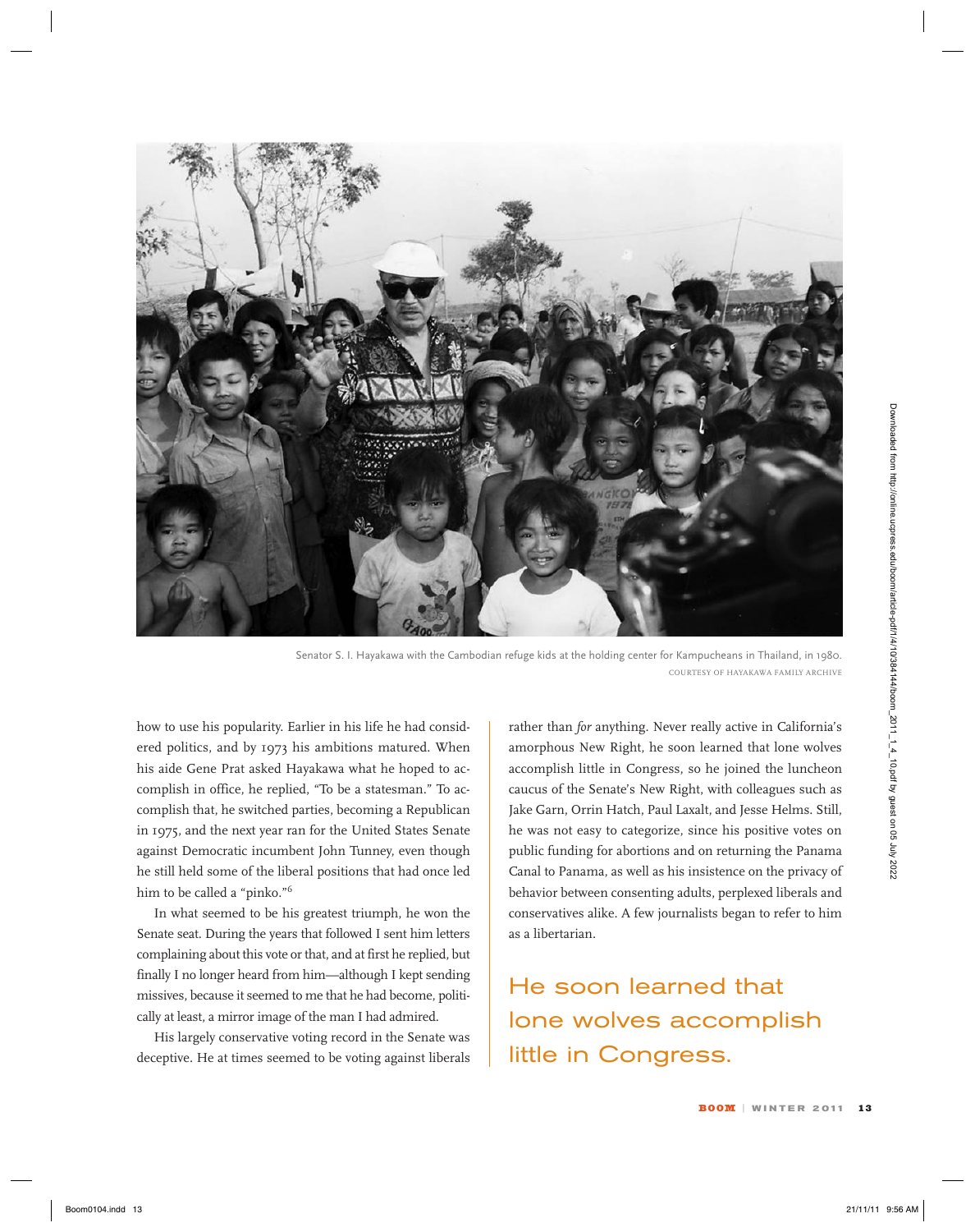Senator S. I. Hayakawa with the Cambodian refuge kids at the holding center for Kampucheans in Thailand, in 1980.
COURTESY OF HAYAKAWA FAMILY ARCHIVE

how to use his popularity. Earlier in his life he had considered politics, and by 1973 his ambitions matured. When his aide Gene Prat asked Hayakawa what he hoped to accomplish in office, he replied, "To be a statesman." To accomplish that, he switched parties, becoming a Republican in 1975, and the next year ran for the United States Senate against Democratic incumbent John Tunney, even though he still held some of the liberal positions that had once led him to be called a "pinko."[6]

In what seemed to be his greatest triumph, he won the Senate seat. During the years that followed I sent him letters complaining about this vote or that, and at first he replied, but finally I no longer heard from him—although I kept sending missives, because it seemed to me that he had become, politically at least, a mirror image of the man I had admired.

His largely conservative voting record in the Senate was deceptive. He at times seemed to be voting against liberals rather than *for* anything. Never really active in California's amorphous New Right, he soon learned that lone wolves accomplish little in Congress, so he joined the luncheon caucus of the Senate's New Right, with colleagues such as Jake Garn, Orrin Hatch, Paul Laxalt, and Jesse Helms. Still, he was not easy to categorize, since his positive votes on public funding for abortions and on returning the Panama Canal to Panama, as well as his insistence on the privacy of behavior between consenting adults, perplexed liberals and conservatives alike. A few journalists began to refer to him as a libertarian.

> He soon learned that lone wolves accomplish little in Congress.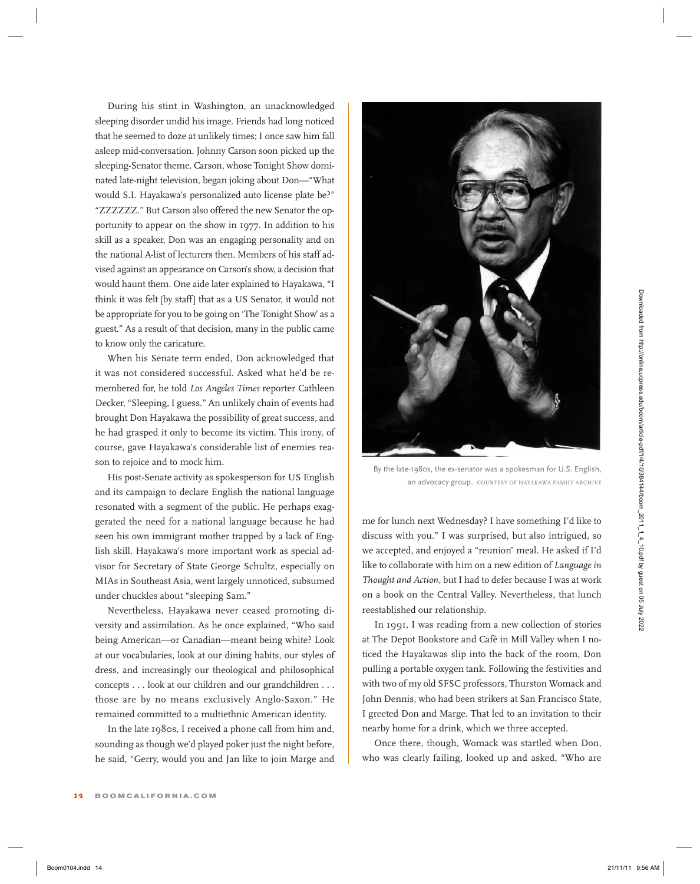During his stint in Washington, an unacknowledged sleeping disorder undid his image. Friends had long noticed that he seemed to doze at unlikely times; I once saw him fall asleep mid-conversation. Johnny Carson soon picked up the sleeping-Senator theme. Carson, whose Tonight Show dominated late-night television, began joking about Don—"What would S.I. Hayakawa's personalized auto license plate be?" "ZZZZZZ." But Carson also offered the new Senator the opportunity to appear on the show in 1977. In addition to his skill as a speaker, Don was an engaging personality and on the national A-list of lecturers then. Members of his staff advised against an appearance on Carson's show, a decision that would haunt them. One aide later explained to Hayakawa, "I think it was felt [by staff] that as a US Senator, it would not be appropriate for you to be going on 'The Tonight Show' as a guest." As a result of that decision, many in the public came to know only the caricature.

When his Senate term ended, Don acknowledged that it was not considered successful. Asked what he'd be remembered for, he told *Los Angeles Times* reporter Cathleen Decker, "Sleeping, I guess." An unlikely chain of events had brought Don Hayakawa the possibility of great success, and he had grasped it only to become its victim. This irony, of course, gave Hayakawa's considerable list of enemies reason to rejoice and to mock him.

His post-Senate activity as spokesperson for US English and its campaign to declare English the national language resonated with a segment of the public. He perhaps exaggerated the need for a national language because he had seen his own immigrant mother trapped by a lack of English skill. Hayakawa's more important work as special advisor for Secretary of State George Schultz, especially on MIAs in Southeast Asia, went largely unnoticed, subsumed under chuckles about "sleeping Sam."

Nevertheless, Hayakawa never ceased promoting diversity and assimilation. As he once explained, "Who said being American—or Canadian—meant being white? Look at our vocabularies, look at our dining habits, our styles of dress, and increasingly our theological and philosophical concepts . . . look at our children and our grandchildren . . . those are by no means exclusively Anglo-Saxon." He remained committed to a multiethnic American identity.

In the late 1980s, I received a phone call from him and, sounding as though we'd played poker just the night before, he said, "Gerry, would you and Jan like to join Marge and me for lunch next Wednesday? I have something I'd like to discuss with you." I was surprised, but also intrigued, so we accepted, and enjoyed a "reunion" meal. He asked if I'd like to collaborate with him on a new edition of *Language in Thought and Action*, but I had to defer because I was at work on a book on the Central Valley. Nevertheless, that lunch reestablished our relationship.

By the late-1980s, the ex-senator was a spokesman for U.S. English, an advocacy group. COURTESY OF HAYAKAWA FAMILY ARCHIVE

In 1991, I was reading from a new collection of stories at The Depot Bookstore and Café in Mill Valley when I noticed the Hayakawas slip into the back of the room, Don pulling a portable oxygen tank. Following the festivities and with two of my old SFSC professors, Thurston Womack and John Dennis, who had been strikers at San Francisco State, I greeted Don and Marge. That led to an invitation to their nearby home for a drink, which we three accepted.

Once there, though, Womack was startled when Don, who was clearly failing, looked up and asked, "Who are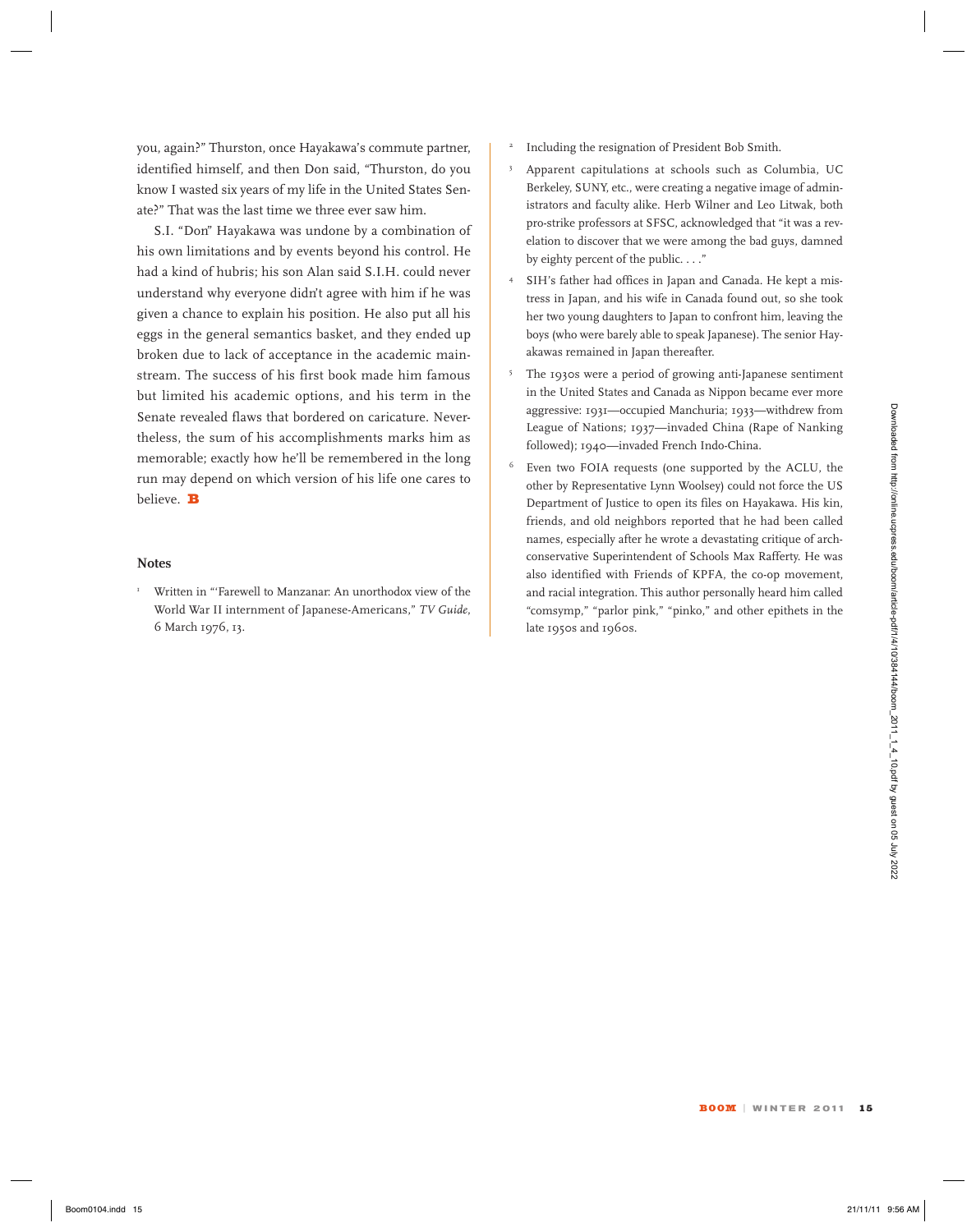you, again?" Thurston, once Hayakawa's commute partner, identified himself, and then Don said, "Thurston, do you know I wasted six years of my life in the United States Senate?" That was the last time we three ever saw him.

S.I. "Don" Hayakawa was undone by a combination of his own limitations and by events beyond his control. He had a kind of hubris; his son Alan said S.I.H. could never understand why everyone didn't agree with him if he was given a chance to explain his position. He also put all his eggs in the general semantics basket, and they ended up broken due to lack of acceptance in the academic mainstream. The success of his first book made him famous but limited his academic options, and his term in the Senate revealed flaws that bordered on caricature. Nevertheless, the sum of his accomplishments marks him as memorable; exactly how he'll be remembered in the long run may depend on which version of his life one cares to believe. **B**

## Notes

1. Written in "'Farewell to Manzanar: An unorthodox view of the World War II internment of Japanese-Americans," *TV Guide*, 6 March 1976, 13.
2. Including the resignation of President Bob Smith.
3. Apparent capitulations at schools such as Columbia, UC Berkeley, SUNY, etc., were creating a negative image of administrators and faculty alike. Herb Wilner and Leo Litwak, both pro-strike professors at SFSC, acknowledged that "it was a revelation to discover that we were among the bad guys, damned by eighty percent of the public. . . ."
4. SIH's father had offices in Japan and Canada. He kept a mistress in Japan, and his wife in Canada found out, so she took her two young daughters to Japan to confront him, leaving the boys (who were barely able to speak Japanese). The senior Hayakawas remained in Japan thereafter.
5. The 1930s were a period of growing anti-Japanese sentiment in the United States and Canada as Nippon became ever more aggressive: 1931—occupied Manchuria; 1933—withdrew from League of Nations; 1937—invaded China (Rape of Nanking followed); 1940—invaded French Indo-China.
6. Even two FOIA requests (one supported by the ACLU, the other by Representative Lynn Woolsey) could not force the US Department of Justice to open its files on Hayakawa. His kin, friends, and old neighbors reported that he had been called names, especially after he wrote a devastating critique of arch-conservative Superintendent of Schools Max Rafferty. He was also identified with Friends of KPFA, the co-op movement, and racial integration. This author personally heard him called "comsymp," "parlor pink," "pinko," and other epithets in the late 1950s and 1960s.